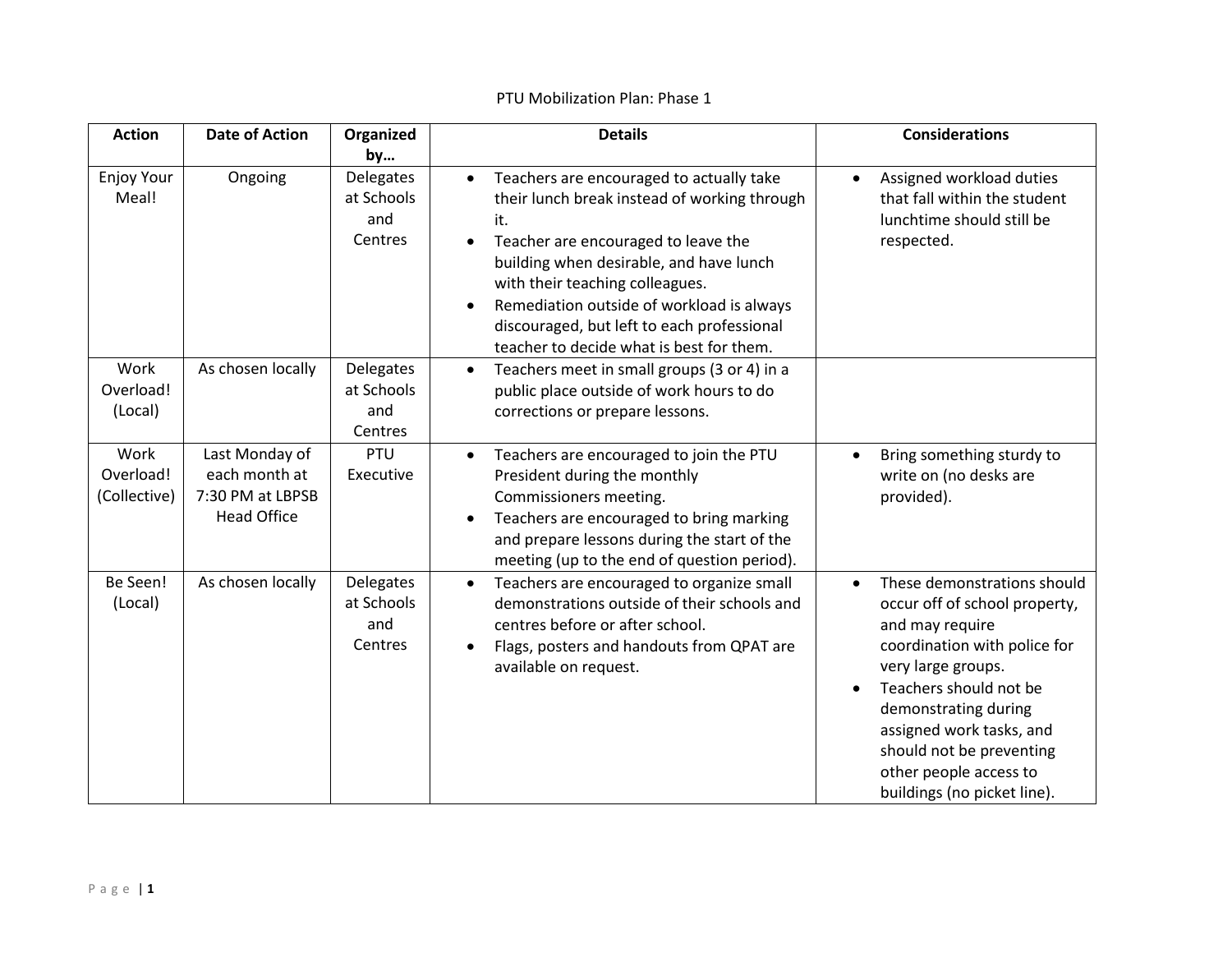PTU Mobilization Plan: Phase 1

| Action | Date of Action | Organized by… | Details | Considerations |
| --- | --- | --- | --- | --- |
| Enjoy Your Meal! | Ongoing | Delegates at Schools and Centres | • Teachers are encouraged to actually take their lunch break instead of working through it.<br>• Teacher are encouraged to leave the building when desirable, and have lunch with their teaching colleagues.<br>• Remediation outside of workload is always discouraged, but left to each professional teacher to decide what is best for them. | • Assigned workload duties that fall within the student lunchtime should still be respected. |
| Work Overload! (Local) | As chosen locally | Delegates at Schools and Centres | • Teachers meet in small groups (3 or 4) in a public place outside of work hours to do corrections or prepare lessons. | |
| Work Overload! (Collective) | Last Monday of each month at 7:30 PM at LBPSB Head Office | PTU Executive | • Teachers are encouraged to join the PTU President during the monthly Commissioners meeting.<br>• Teachers are encouraged to bring marking and prepare lessons during the start of the meeting (up to the end of question period). | • Bring something sturdy to write on (no desks are provided). |
| Be Seen! (Local) | As chosen locally | Delegates at Schools and Centres | • Teachers are encouraged to organize small demonstrations outside of their schools and centres before or after school.<br>• Flags, posters and handouts from QPAT are available on request. | • These demonstrations should occur off of school property, and may require coordination with police for very large groups.<br>• Teachers should not be demonstrating during assigned work tasks, and should not be preventing other people access to buildings (no picket line). |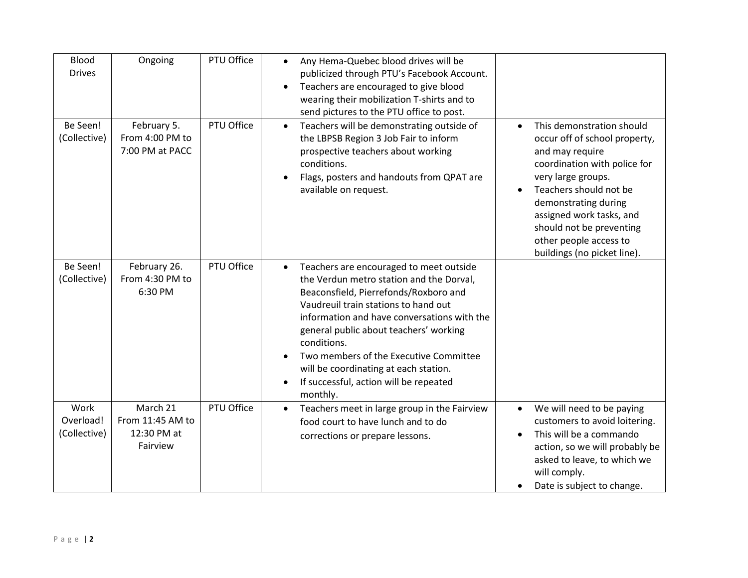| | | | | |
|---|---|---|---|---|
| Blood Drives | Ongoing | PTU Office | • Any Hema-Quebec blood drives will be publicized through PTU's Facebook Account.<br>• Teachers are encouraged to give blood wearing their mobilization T-shirts and to send pictures to the PTU office to post. | |
| Be Seen! (Collective) | February 5. From 4:00 PM to 7:00 PM at PACC | PTU Office | • Teachers will be demonstrating outside of the LBPSB Region 3 Job Fair to inform prospective teachers about working conditions.<br>• Flags, posters and handouts from QPAT are available on request. | • This demonstration should occur off of school property, and may require coordination with police for very large groups.<br>• Teachers should not be demonstrating during assigned work tasks, and should not be preventing other people access to buildings (no picket line). |
| Be Seen! (Collective) | February 26. From 4:30 PM to 6:30 PM | PTU Office | • Teachers are encouraged to meet outside the Verdun metro station and the Dorval, Beaconsfield, Pierrefonds/Roxboro and Vaudreuil train stations to hand out information and have conversations with the general public about teachers' working conditions.<br>• Two members of the Executive Committee will be coordinating at each station.<br>• If successful, action will be repeated monthly. | |
| Work Overload! (Collective) | March 21 From 11:45 AM to 12:30 PM at Fairview | PTU Office | • Teachers meet in large group in the Fairview food court to have lunch and to do corrections or prepare lessons. | • We will need to be paying customers to avoid loitering.<br>• This will be a commando action, so we will probably be asked to leave, to which we will comply.<br>• Date is subject to change. |